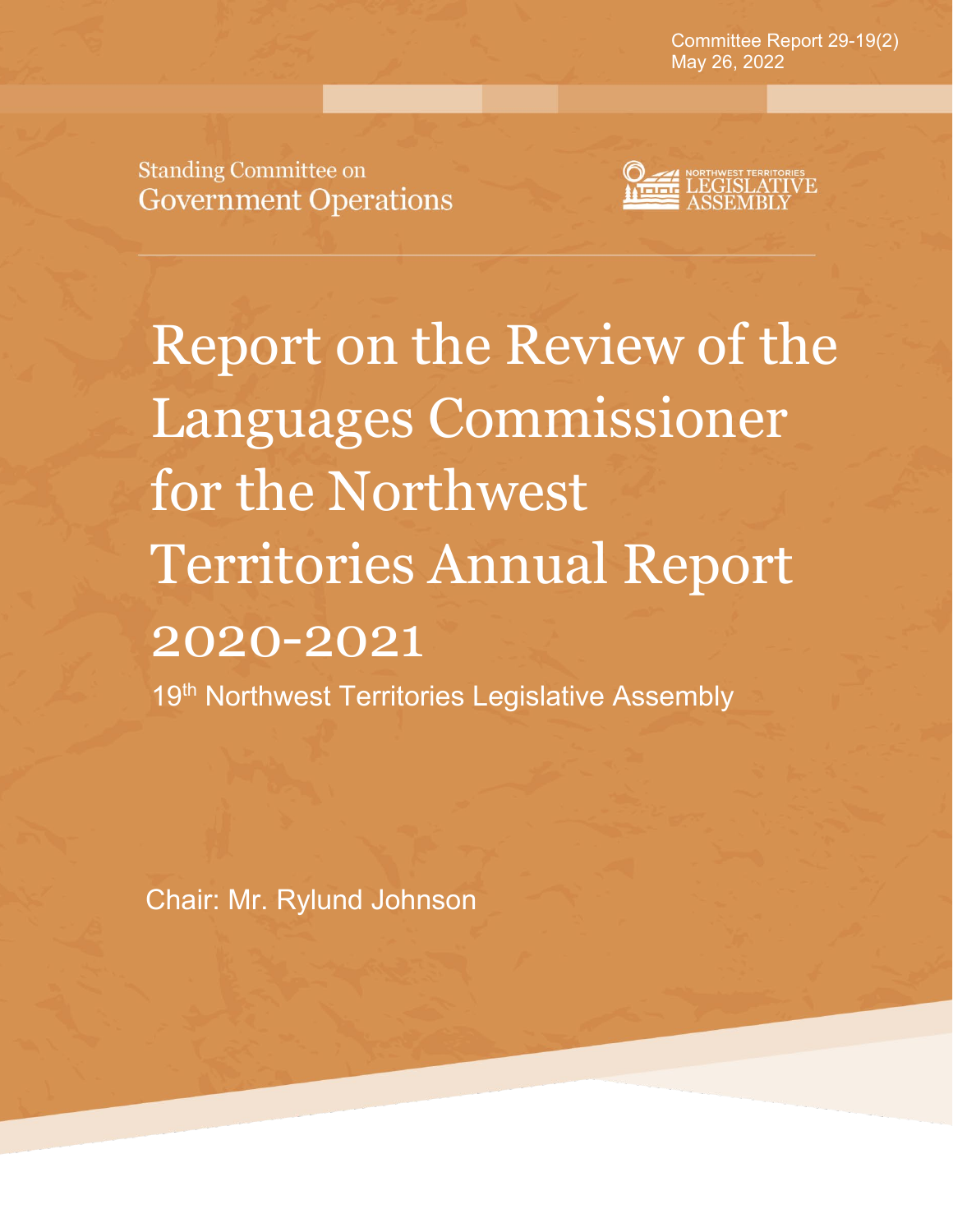Committee Report 29-19(2)
May 26, 2022

Standing Committee on
Government Operations

NORTHWEST TERRITORIES
LEGISLATIVE
ASSEMBLY

# Report on the Review of the Languages Commissioner for the Northwest Territories Annual Report 2020-2021

19th Northwest Territories Legislative Assembly

Chair: Mr. Rylund Johnson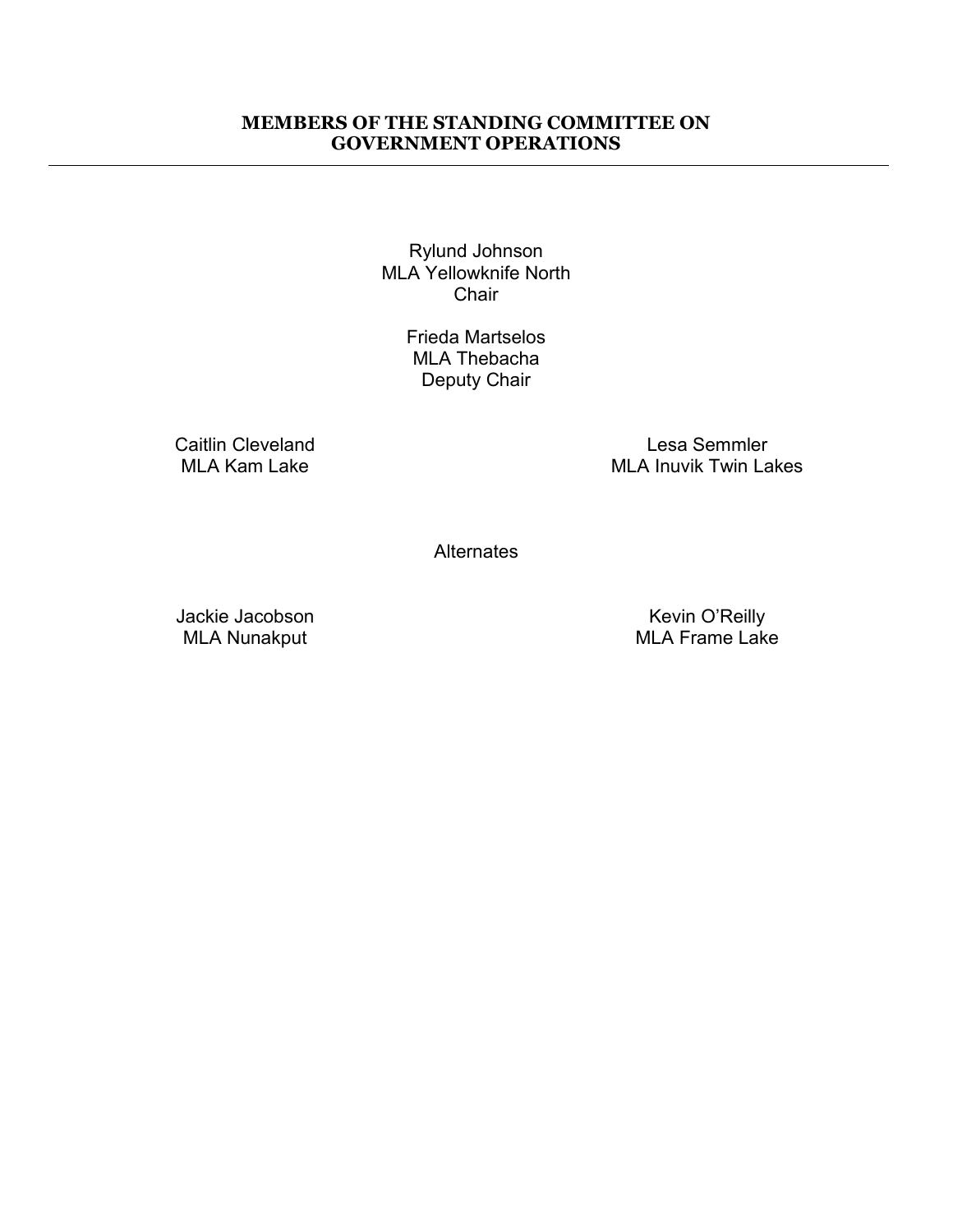## MEMBERS OF THE STANDING COMMITTEE ON GOVERNMENT OPERATIONS

---

Rylund Johnson
MLA Yellowknife North
Chair

Frieda Martselos
MLA Thebacha
Deputy Chair

Caitlin Cleveland
MLA Kam Lake

Lesa Semmler
MLA Inuvik Twin Lakes

Alternates

Jackie Jacobson
MLA Nunakput

Kevin O'Reilly
MLA Frame Lake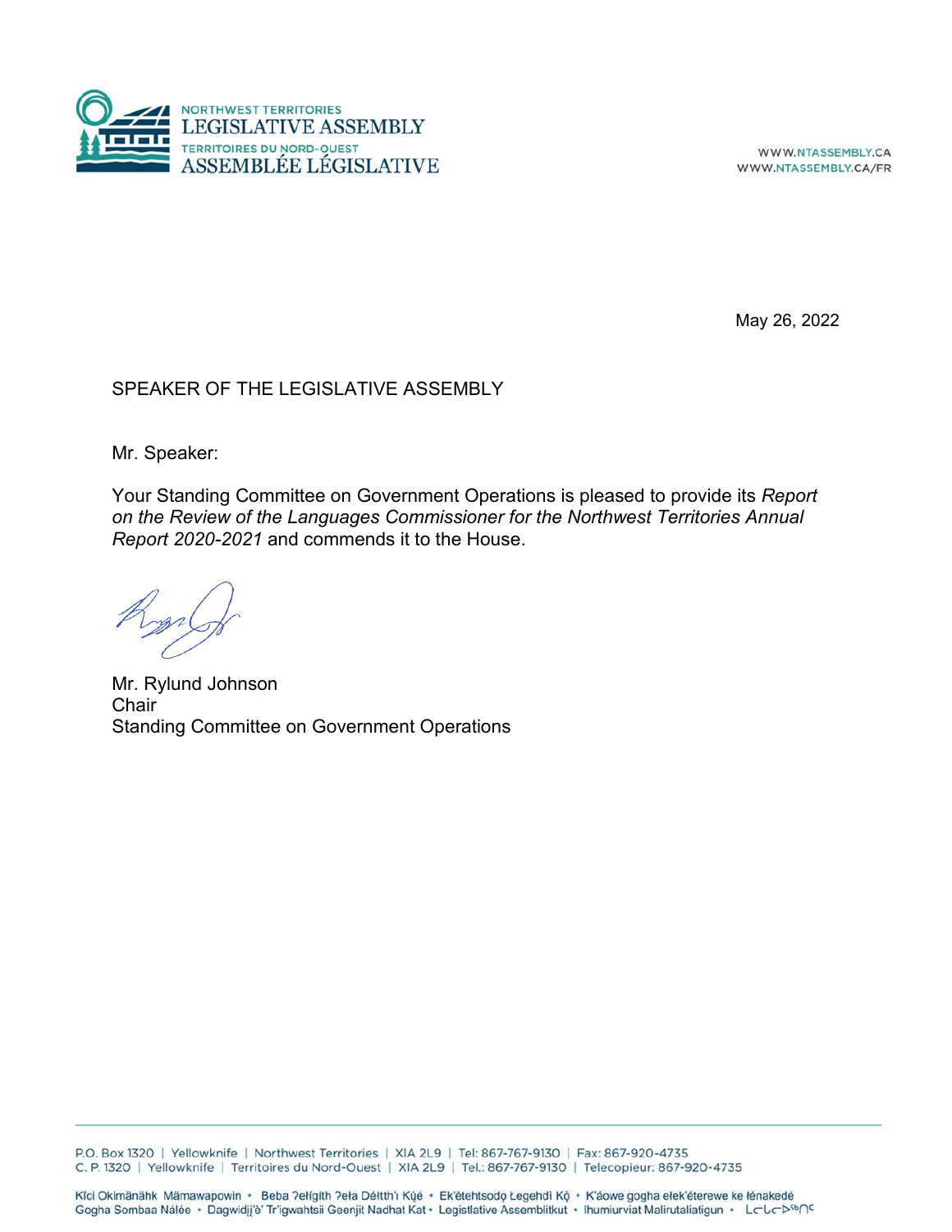May 26, 2022

SPEAKER OF THE LEGISLATIVE ASSEMBLY

Mr. Speaker:

Your Standing Committee on Government Operations is pleased to provide its *Report on the Review of the Languages Commissioner for the Northwest Territories Annual Report 2020-2021* and commends it to the House.

Mr. Rylund Johnson
Chair
Standing Committee on Government Operations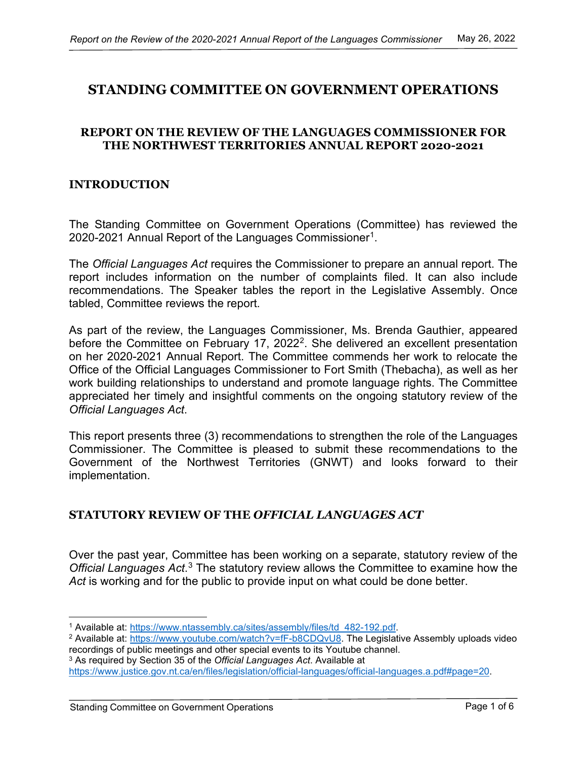# STANDING COMMITTEE ON GOVERNMENT OPERATIONS

## REPORT ON THE REVIEW OF THE LANGUAGES COMMISSIONER FOR THE NORTHWEST TERRITORIES ANNUAL REPORT 2020-2021

### INTRODUCTION

The Standing Committee on Government Operations (Committee) has reviewed the 2020-2021 Annual Report of the Languages Commissioner[1].

The *Official Languages Act* requires the Commissioner to prepare an annual report. The report includes information on the number of complaints filed. It can also include recommendations. The Speaker tables the report in the Legislative Assembly. Once tabled, Committee reviews the report.

As part of the review, the Languages Commissioner, Ms. Brenda Gauthier, appeared before the Committee on February 17, 2022[2]. She delivered an excellent presentation on her 2020-2021 Annual Report. The Committee commends her work to relocate the Office of the Official Languages Commissioner to Fort Smith (Thebacha), as well as her work building relationships to understand and promote language rights. The Committee appreciated her timely and insightful comments on the ongoing statutory review of the *Official Languages Act*.

This report presents three (3) recommendations to strengthen the role of the Languages Commissioner. The Committee is pleased to submit these recommendations to the Government of the Northwest Territories (GNWT) and looks forward to their implementation.

### STATUTORY REVIEW OF THE *OFFICIAL LANGUAGES ACT*

Over the past year, Committee has been working on a separate, statutory review of the *Official Languages Act*.[3] The statutory review allows the Committee to examine how the *Act* is working and for the public to provide input on what could be done better.

---

[1] Available at: https://www.ntassembly.ca/sites/assembly/files/td_482-192.pdf.

[2] Available at: https://www.youtube.com/watch?v=fF-b8CDQvU8. The Legislative Assembly uploads video recordings of public meetings and other special events to its Youtube channel.

[3] As required by Section 35 of the *Official Languages Act*. Available at https://www.justice.gov.nt.ca/en/files/legislation/official-languages/official-languages.a.pdf#page=20.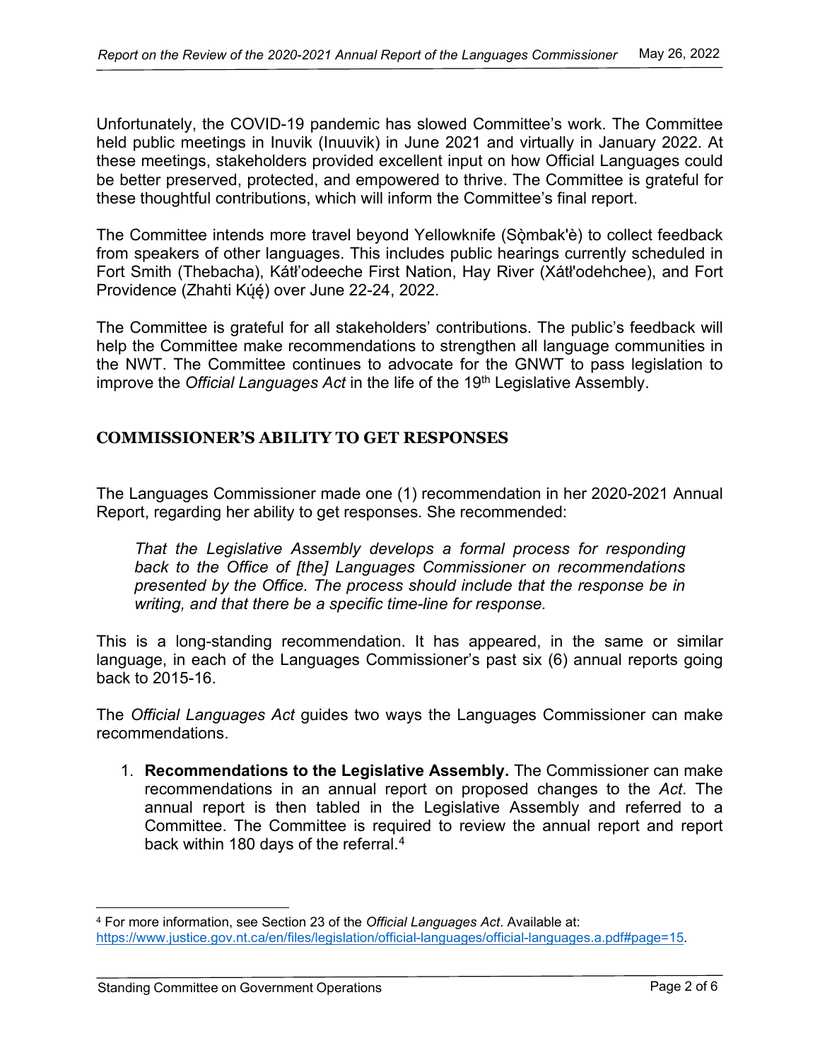Unfortunately, the COVID-19 pandemic has slowed Committee's work. The Committee held public meetings in Inuvik (Inuuvik) in June 2021 and virtually in January 2022. At these meetings, stakeholders provided excellent input on how Official Languages could be better preserved, protected, and empowered to thrive. The Committee is grateful for these thoughtful contributions, which will inform the Committee's final report.

The Committee intends more travel beyond Yellowknife (Sǫ̀mbak'è) to collect feedback from speakers of other languages. This includes public hearings currently scheduled in Fort Smith (Thebacha), Kátł'odeeche First Nation, Hay River (Xátł'odehchee), and Fort Providence (Zhahti Kų́ę́) over June 22-24, 2022.

The Committee is grateful for all stakeholders' contributions. The public's feedback will help the Committee make recommendations to strengthen all language communities in the NWT. The Committee continues to advocate for the GNWT to pass legislation to improve the *Official Languages Act* in the life of the 19th Legislative Assembly.

## COMMISSIONER'S ABILITY TO GET RESPONSES

The Languages Commissioner made one (1) recommendation in her 2020-2021 Annual Report, regarding her ability to get responses. She recommended:

> *That the Legislative Assembly develops a formal process for responding back to the Office of [the] Languages Commissioner on recommendations presented by the Office. The process should include that the response be in writing, and that there be a specific time-line for response.*

This is a long-standing recommendation. It has appeared, in the same or similar language, in each of the Languages Commissioner's past six (6) annual reports going back to 2015-16.

The *Official Languages Act* guides two ways the Languages Commissioner can make recommendations.

1. **Recommendations to the Legislative Assembly.** The Commissioner can make recommendations in an annual report on proposed changes to the *Act*. The annual report is then tabled in the Legislative Assembly and referred to a Committee. The Committee is required to review the annual report and report back within 180 days of the referral.[4]

---

[4] For more information, see Section 23 of the *Official Languages Act*. Available at: https://www.justice.gov.nt.ca/en/files/legislation/official-languages/official-languages.a.pdf#page=15.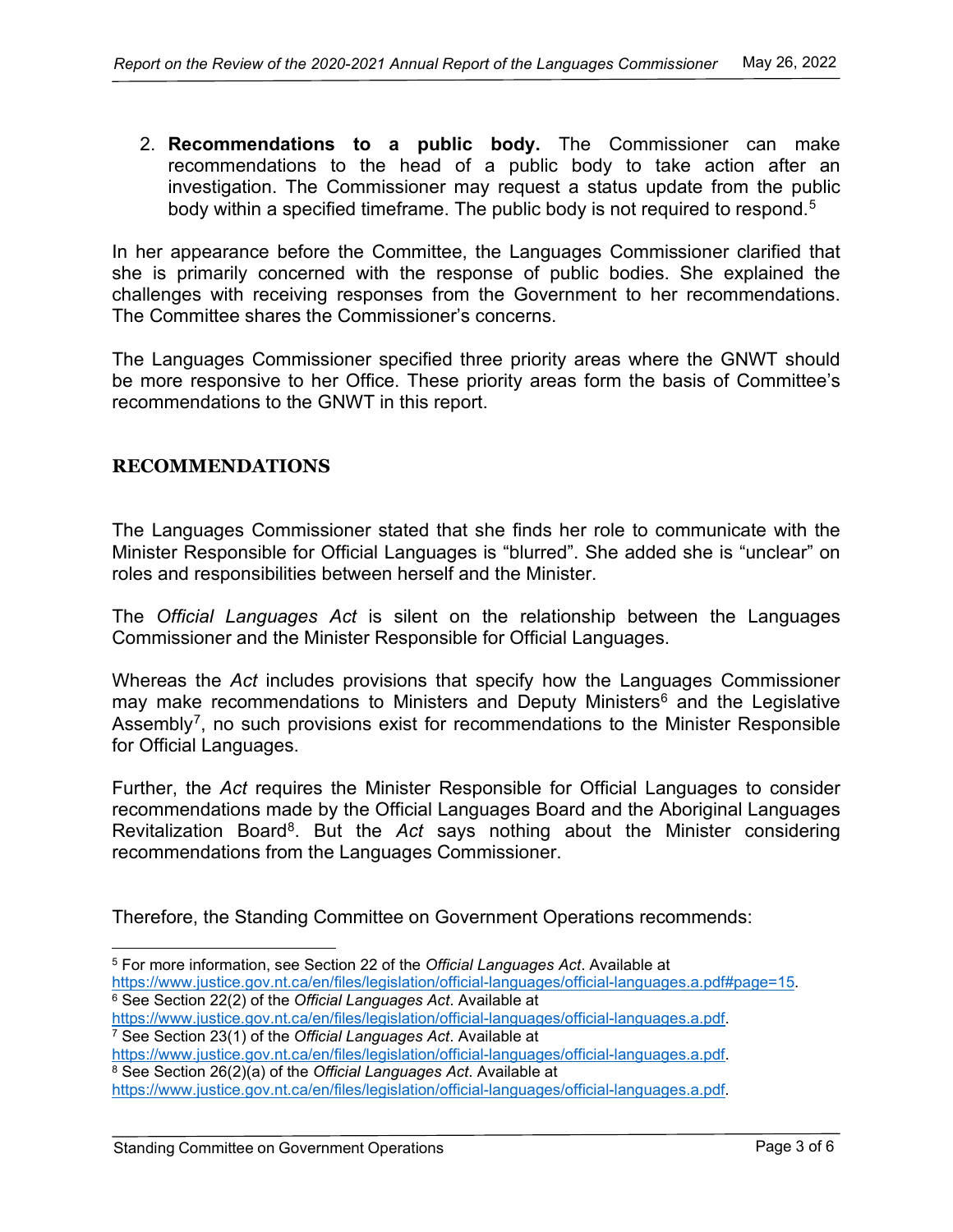2. **Recommendations to a public body.** The Commissioner can make recommendations to the head of a public body to take action after an investigation. The Commissioner may request a status update from the public body within a specified timeframe. The public body is not required to respond.[5]

In her appearance before the Committee, the Languages Commissioner clarified that she is primarily concerned with the response of public bodies. She explained the challenges with receiving responses from the Government to her recommendations. The Committee shares the Commissioner's concerns.

The Languages Commissioner specified three priority areas where the GNWT should be more responsive to her Office. These priority areas form the basis of Committee's recommendations to the GNWT in this report.

## RECOMMENDATIONS

The Languages Commissioner stated that she finds her role to communicate with the Minister Responsible for Official Languages is "blurred". She added she is "unclear" on roles and responsibilities between herself and the Minister.

The *Official Languages Act* is silent on the relationship between the Languages Commissioner and the Minister Responsible for Official Languages.

Whereas the *Act* includes provisions that specify how the Languages Commissioner may make recommendations to Ministers and Deputy Ministers[6] and the Legislative Assembly[7], no such provisions exist for recommendations to the Minister Responsible for Official Languages.

Further, the *Act* requires the Minister Responsible for Official Languages to consider recommendations made by the Official Languages Board and the Aboriginal Languages Revitalization Board[8]. But the *Act* says nothing about the Minister considering recommendations from the Languages Commissioner.

Therefore, the Standing Committee on Government Operations recommends:

---

[5] For more information, see Section 22 of the *Official Languages Act*. Available at https://www.justice.gov.nt.ca/en/files/legislation/official-languages/official-languages.a.pdf#page=15.

[6] See Section 22(2) of the *Official Languages Act*. Available at https://www.justice.gov.nt.ca/en/files/legislation/official-languages/official-languages.a.pdf.

[7] See Section 23(1) of the *Official Languages Act*. Available at https://www.justice.gov.nt.ca/en/files/legislation/official-languages/official-languages.a.pdf.

[8] See Section 26(2)(a) of the *Official Languages Act*. Available at https://www.justice.gov.nt.ca/en/files/legislation/official-languages/official-languages.a.pdf.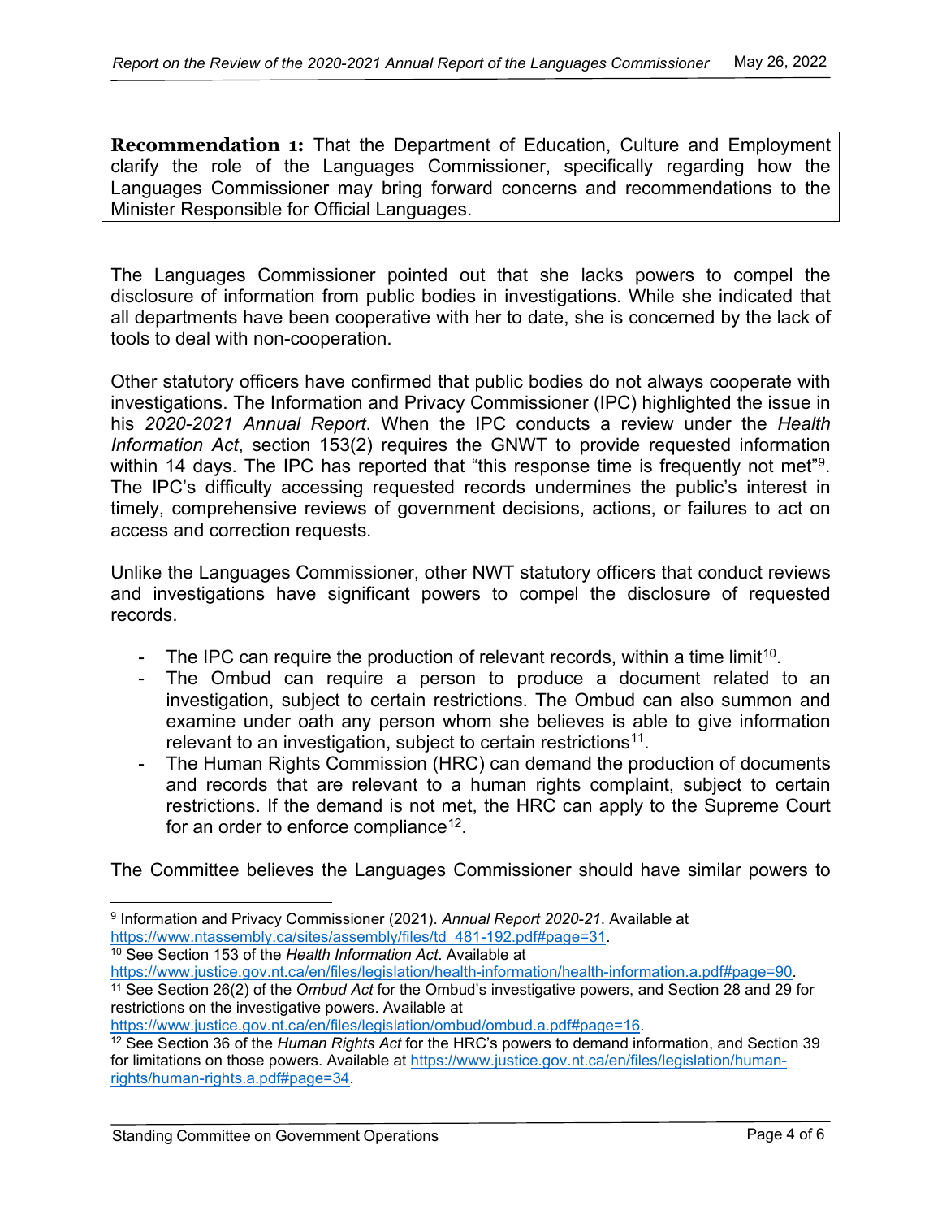**Recommendation 1:** That the Department of Education, Culture and Employment clarify the role of the Languages Commissioner, specifically regarding how the Languages Commissioner may bring forward concerns and recommendations to the Minister Responsible for Official Languages.

The Languages Commissioner pointed out that she lacks powers to compel the disclosure of information from public bodies in investigations. While she indicated that all departments have been cooperative with her to date, she is concerned by the lack of tools to deal with non-cooperation.

Other statutory officers have confirmed that public bodies do not always cooperate with investigations. The Information and Privacy Commissioner (IPC) highlighted the issue in his *2020-2021 Annual Report*. When the IPC conducts a review under the *Health Information Act*, section 153(2) requires the GNWT to provide requested information within 14 days. The IPC has reported that "this response time is frequently not met"[9]. The IPC's difficulty accessing requested records undermines the public's interest in timely, comprehensive reviews of government decisions, actions, or failures to act on access and correction requests.

Unlike the Languages Commissioner, other NWT statutory officers that conduct reviews and investigations have significant powers to compel the disclosure of requested records.

- The IPC can require the production of relevant records, within a time limit[10].
- The Ombud can require a person to produce a document related to an investigation, subject to certain restrictions. The Ombud can also summon and examine under oath any person whom she believes is able to give information relevant to an investigation, subject to certain restrictions[11].
- The Human Rights Commission (HRC) can demand the production of documents and records that are relevant to a human rights complaint, subject to certain restrictions. If the demand is not met, the HRC can apply to the Supreme Court for an order to enforce compliance[12].

The Committee believes the Languages Commissioner should have similar powers to

---

[9] Information and Privacy Commissioner (2021). *Annual Report 2020-21*. Available at https://www.ntassembly.ca/sites/assembly/files/td_481-192.pdf#page=31.

[10] See Section 153 of the *Health Information Act*. Available at https://www.justice.gov.nt.ca/en/files/legislation/health-information/health-information.a.pdf#page=90.

[11] See Section 26(2) of the *Ombud Act* for the Ombud's investigative powers, and Section 28 and 29 for restrictions on the investigative powers. Available at https://www.justice.gov.nt.ca/en/files/legislation/ombud/ombud.a.pdf#page=16.

[12] See Section 36 of the *Human Rights Act* for the HRC's powers to demand information, and Section 39 for limitations on those powers. Available at https://www.justice.gov.nt.ca/en/files/legislation/human-rights/human-rights.a.pdf#page=34.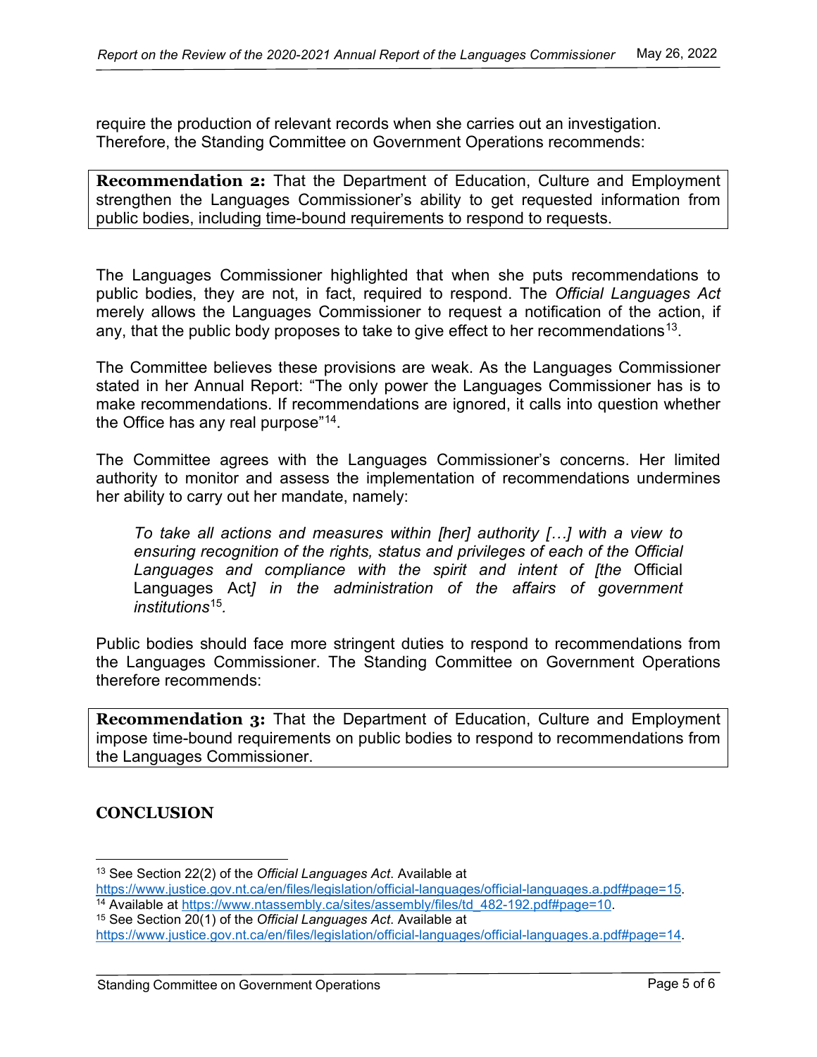require the production of relevant records when she carries out an investigation. Therefore, the Standing Committee on Government Operations recommends:

> **Recommendation 2:** That the Department of Education, Culture and Employment strengthen the Languages Commissioner's ability to get requested information from public bodies, including time-bound requirements to respond to requests.

The Languages Commissioner highlighted that when she puts recommendations to public bodies, they are not, in fact, required to respond. The *Official Languages Act* merely allows the Languages Commissioner to request a notification of the action, if any, that the public body proposes to take to give effect to her recommendations[13].

The Committee believes these provisions are weak. As the Languages Commissioner stated in her Annual Report: "The only power the Languages Commissioner has is to make recommendations. If recommendations are ignored, it calls into question whether the Office has any real purpose"[14].

The Committee agrees with the Languages Commissioner's concerns. Her limited authority to monitor and assess the implementation of recommendations undermines her ability to carry out her mandate, namely:

> *To take all actions and measures within [her] authority […] with a view to ensuring recognition of the rights, status and privileges of each of the Official Languages and compliance with the spirit and intent of [the* Official Languages Act*] in the administration of the affairs of government institutions*[15].

Public bodies should face more stringent duties to respond to recommendations from the Languages Commissioner. The Standing Committee on Government Operations therefore recommends:

> **Recommendation 3:** That the Department of Education, Culture and Employment impose time-bound requirements on public bodies to respond to recommendations from the Languages Commissioner.

## CONCLUSION

---

[13] See Section 22(2) of the *Official Languages Act*. Available at https://www.justice.gov.nt.ca/en/files/legislation/official-languages/official-languages.a.pdf#page=15.

[14] Available at https://www.ntassembly.ca/sites/assembly/files/td_482-192.pdf#page=10.

[15] See Section 20(1) of the *Official Languages Act*. Available at https://www.justice.gov.nt.ca/en/files/legislation/official-languages/official-languages.a.pdf#page=14.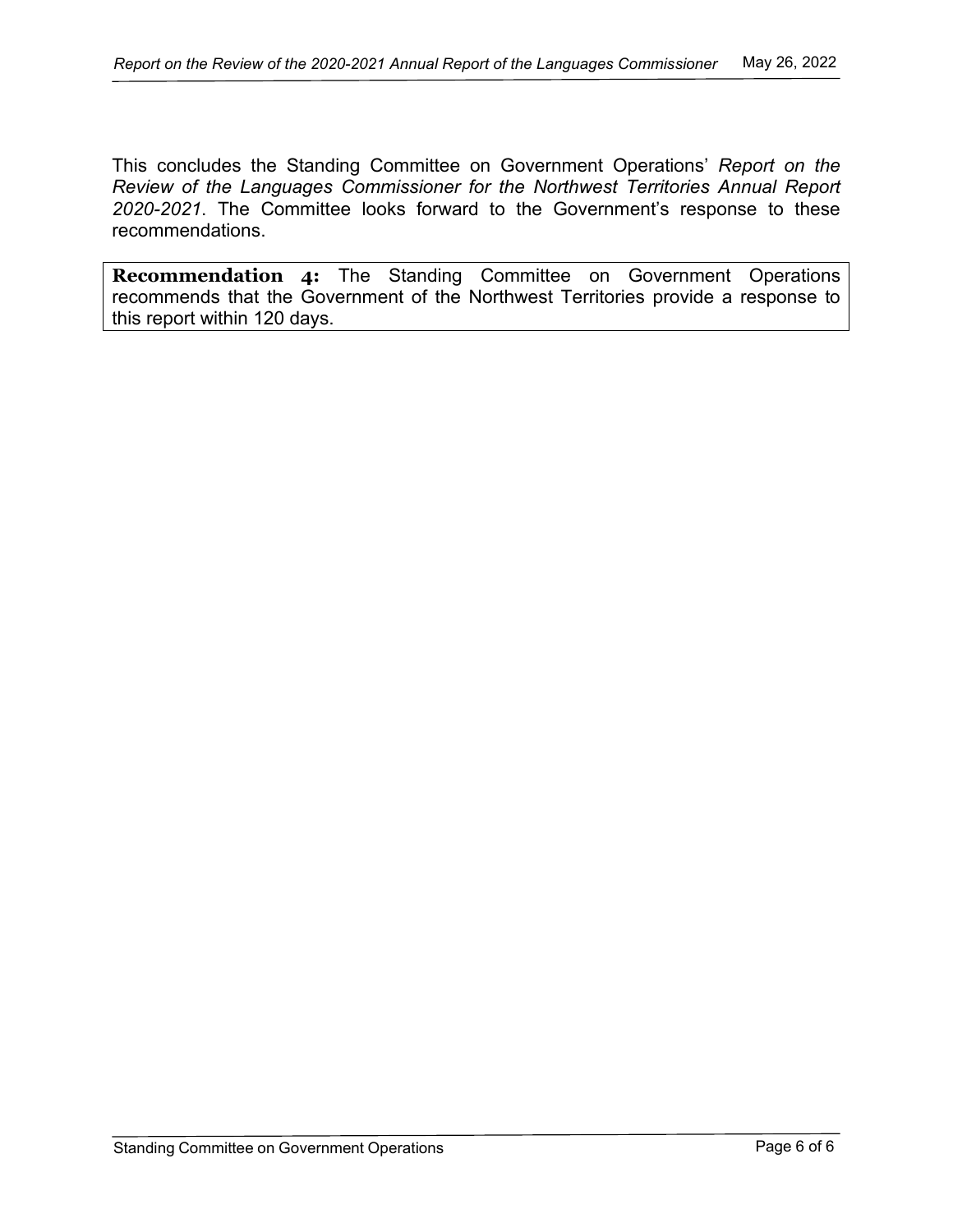This concludes the Standing Committee on Government Operations' *Report on the Review of the Languages Commissioner for the Northwest Territories Annual Report 2020-2021*. The Committee looks forward to the Government's response to these recommendations.

**Recommendation 4:** The Standing Committee on Government Operations recommends that the Government of the Northwest Territories provide a response to this report within 120 days.